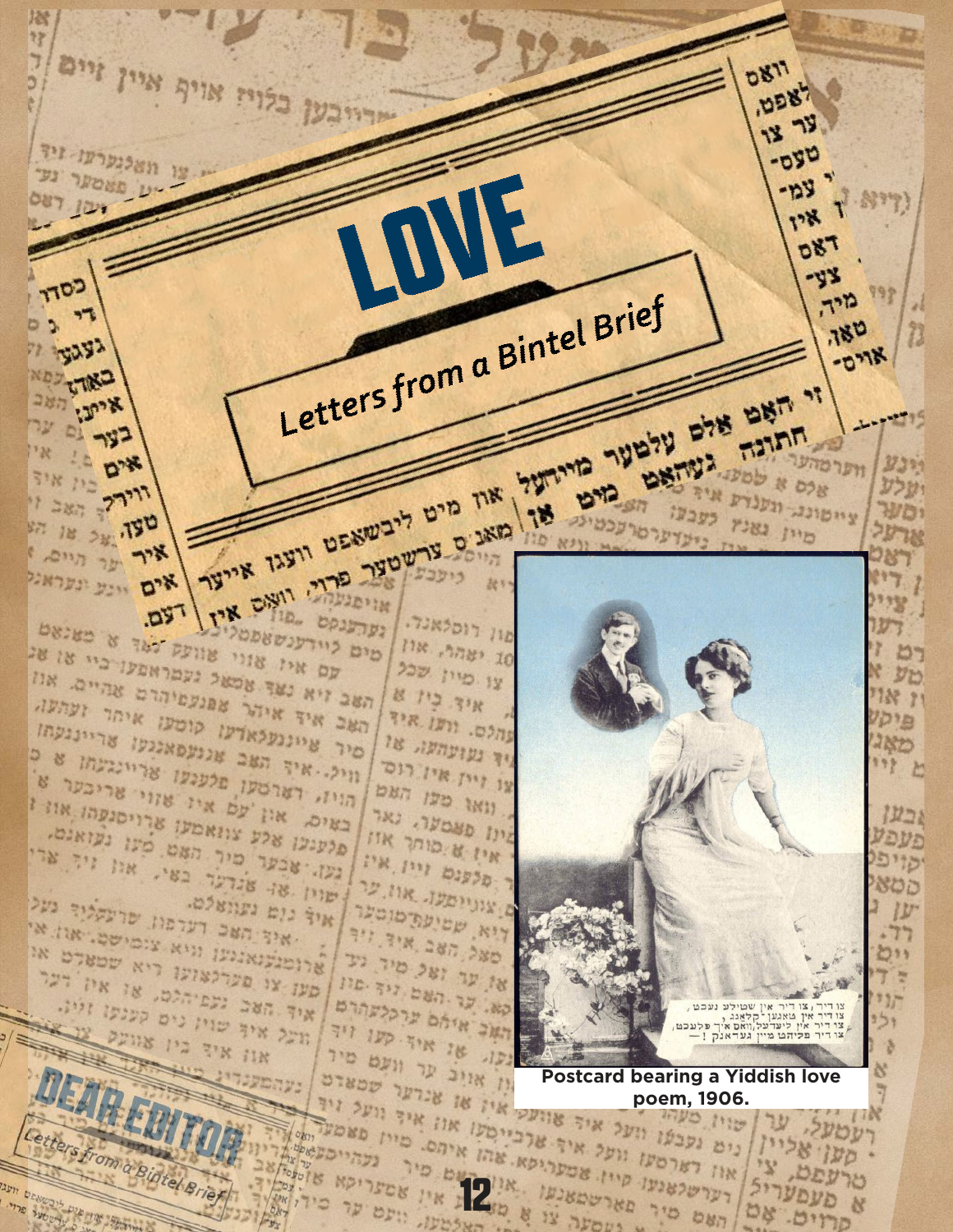# LOVE

*Letters from a Bintel Brief*

Postcard bearing a Yiddish love poem, 1906.

## DEAR EDITOR

*Letters from a Bintel Brief*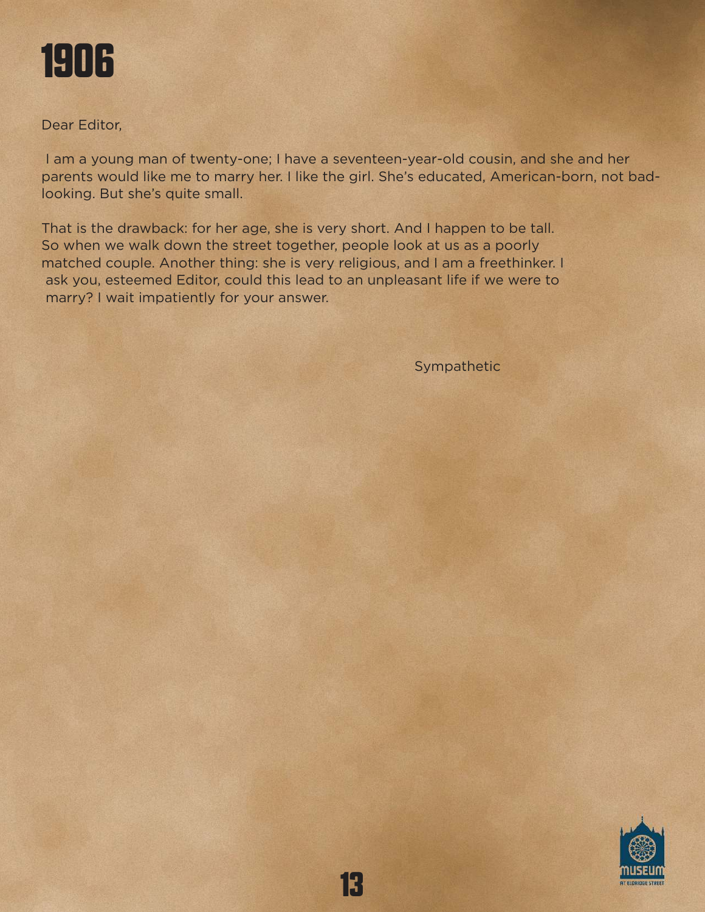# 1906

Dear Editor,

I am a young man of twenty-one; I have a seventeen-year-old cousin, and she and her parents would like me to marry her. I like the girl. She's educated, American-born, not bad-looking. But she's quite small.

That is the drawback: for her age, she is very short. And I happen to be tall. So when we walk down the street together, people look at us as a poorly matched couple. Another thing: she is very religious, and I am a freethinker. I ask you, esteemed Editor, could this lead to an unpleasant life if we were to marry? I wait impatiently for your answer.

Sympathetic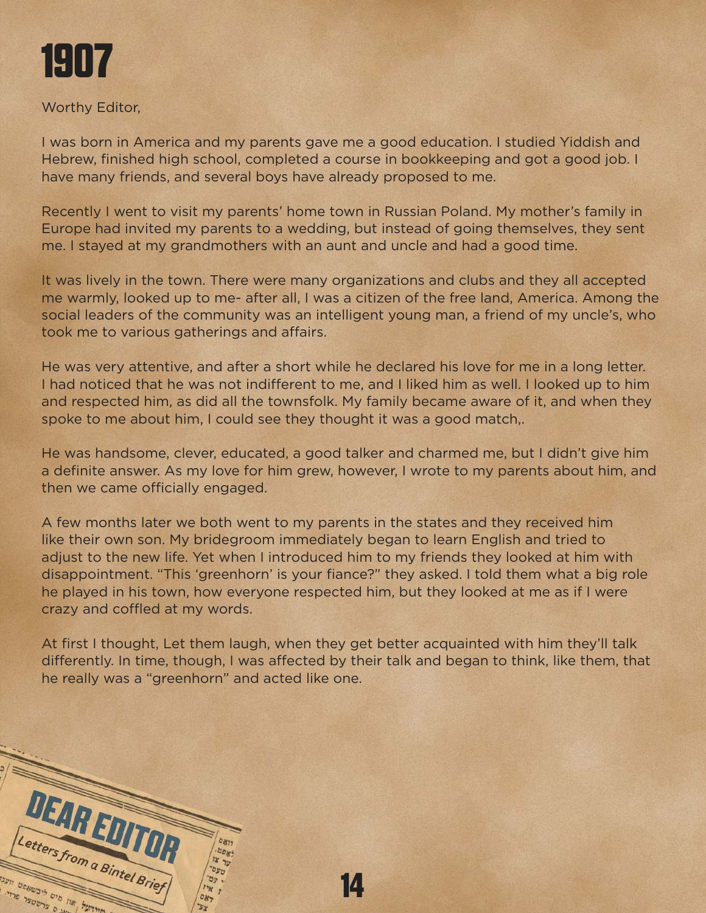# 1907

Worthy Editor,

I was born in America and my parents gave me a good education. I studied Yiddish and Hebrew, finished high school, completed a course in bookkeeping and got a good job. I have many friends, and several boys have already proposed to me.

Recently I went to visit my parents' home town in Russian Poland. My mother's family in Europe had invited my parents to a wedding, but instead of going themselves, they sent me. I stayed at my grandmothers with an aunt and uncle and had a good time.

It was lively in the town. There were many organizations and clubs and they all accepted me warmly, looked up to me- after all, I was a citizen of the free land, America. Among the social leaders of the community was an intelligent young man, a friend of my uncle's, who took me to various gatherings and affairs.

He was very attentive, and after a short while he declared his love for me in a long letter. I had noticed that he was not indifferent to me, and I liked him as well. I looked up to him and respected him, as did all the townsfolk. My family became aware of it, and when they spoke to me about him, I could see they thought it was a good match,.

He was handsome, clever, educated, a good talker and charmed me, but I didn't give him a definite answer. As my love for him grew, however, I wrote to my parents about him, and then we came officially engaged.

A few months later we both went to my parents in the states and they received him like their own son. My bridegroom immediately began to learn English and tried to adjust to the new life. Yet when I introduced him to my friends they looked at him with disappointment. "This 'greenhorn' is your fiance?" they asked. I told them what a big role he played in his town, how everyone respected him, but they looked at me as if I were crazy and coffled at my words.

At first I thought, Let them laugh, when they get better acquainted with him they'll talk differently. In time, though, I was affected by their talk and began to think, like them, that he really was a "greenhorn" and acted like one.

DEAR EDITOR

Letters from a Bintel Brief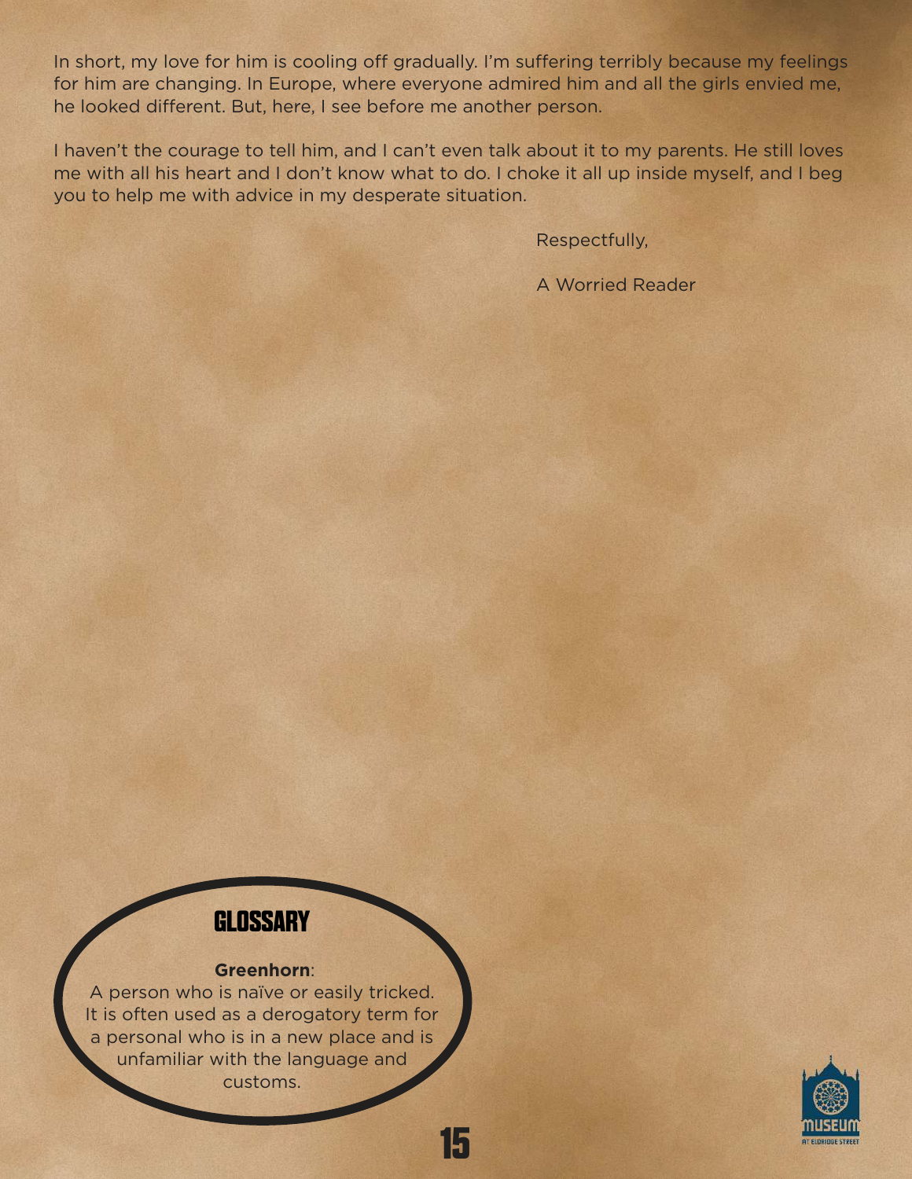In short, my love for him is cooling off gradually. I'm suffering terribly because my feelings for him are changing. In Europe, where everyone admired him and all the girls envied me, he looked different. But, here, I see before me another person.

I haven't the courage to tell him, and I can't even talk about it to my parents. He still loves me with all his heart and I don't know what to do. I choke it all up inside myself, and I beg you to help me with advice in my desperate situation.

Respectfully,

A Worried Reader

## GLOSSARY

**Greenhorn**:
A person who is naïve or easily tricked. It is often used as a derogatory term for a personal who is in a new place and is unfamiliar with the language and customs.

MUSEUM AT ELDRIDGE STREET